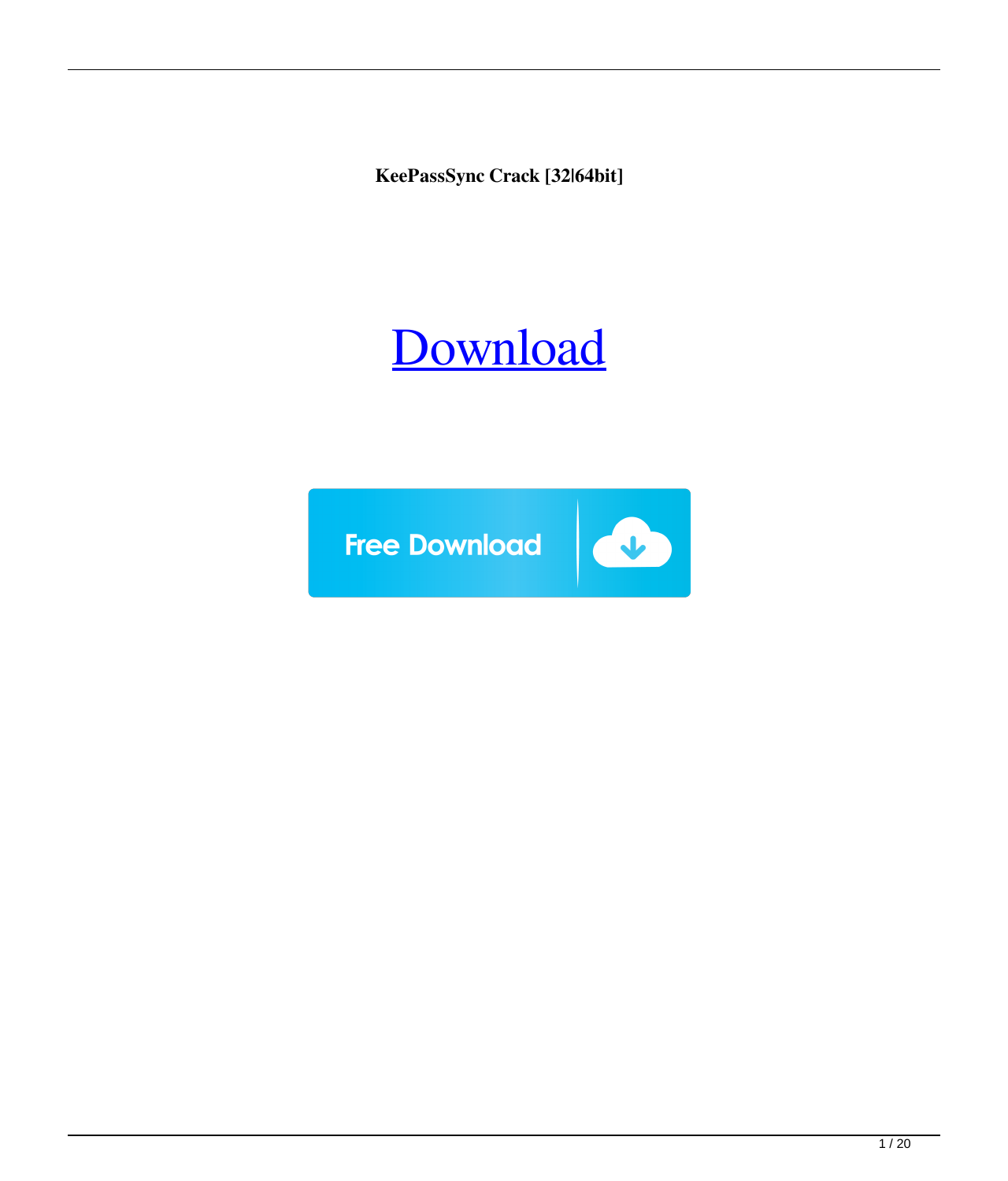**KeePassSync Crack [32|64bit]**

# Download

Free Download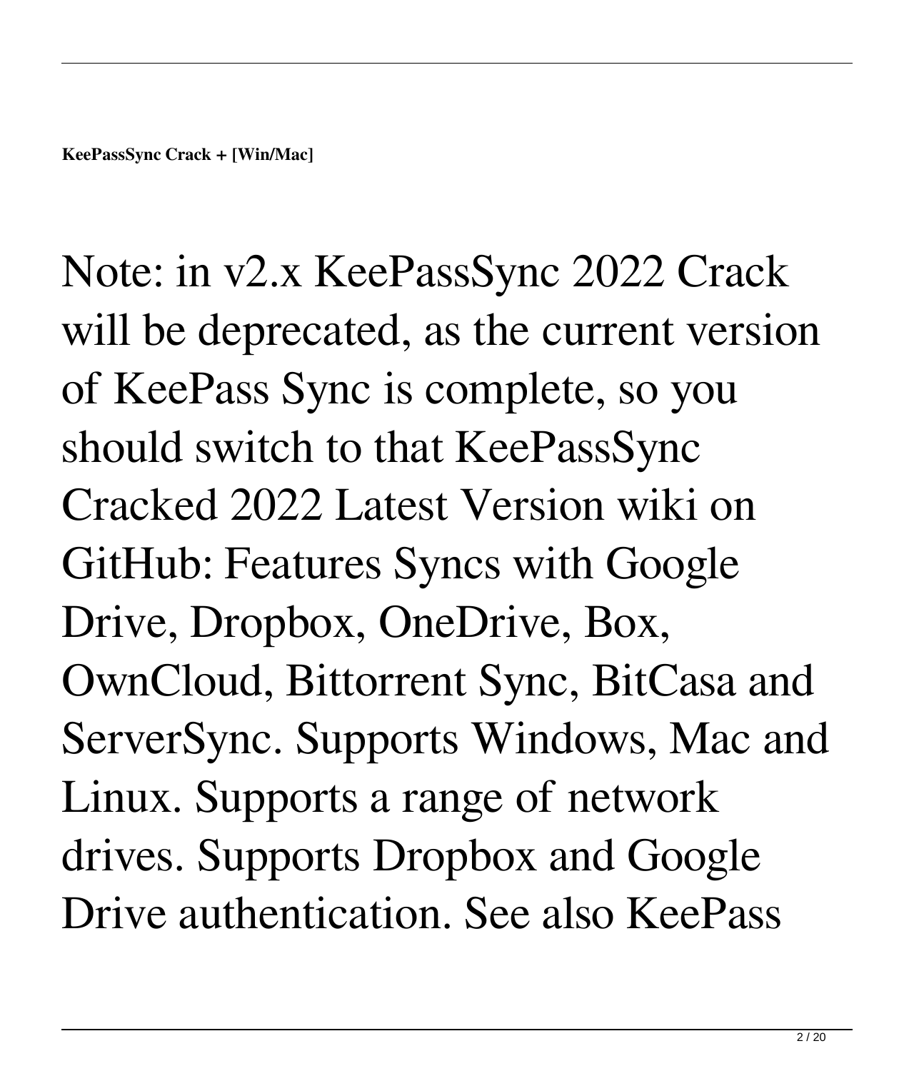**KeePassSync Crack + [Win/Mac]**

Note: in v2.x KeePassSync 2022 Crack will be deprecated, as the current version of KeePass Sync is complete, so you should switch to that KeePassSync Cracked 2022 Latest Version wiki on GitHub: Features Syncs with Google Drive, Dropbox, OneDrive, Box, OwnCloud, Bittorrent Sync, BitCasa and ServerSync. Supports Windows, Mac and Linux. Supports a range of network drives. Supports Dropbox and Google Drive authentication. See also KeePass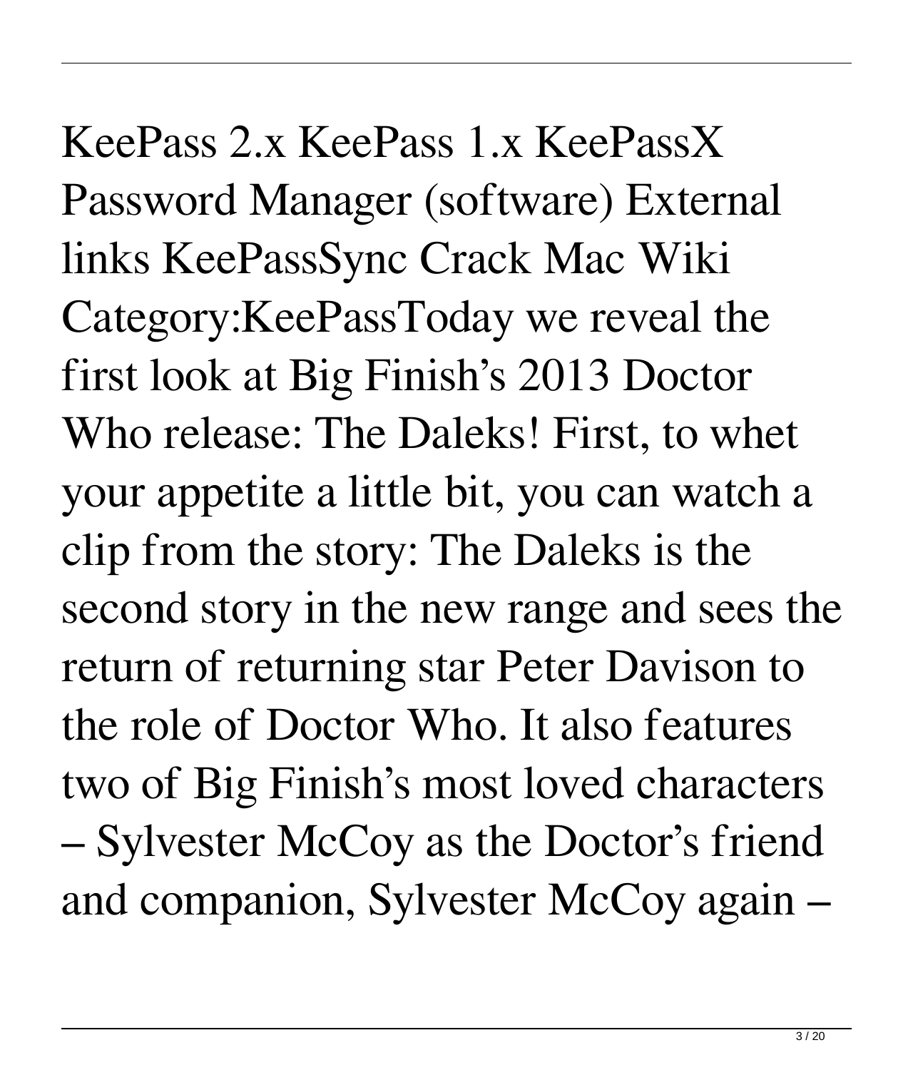KeePass 2.x KeePass 1.x KeePassX Password Manager (software) External links KeePassSync Crack Mac Wiki Category:KeePassToday we reveal the first look at Big Finish's 2013 Doctor Who release: The Daleks! First, to whet your appetite a little bit, you can watch a clip from the story: The Daleks is the second story in the new range and sees the return of returning star Peter Davison to the role of Doctor Who. It also features two of Big Finish's most loved characters – Sylvester McCoy as the Doctor's friend and companion, Sylvester McCoy again –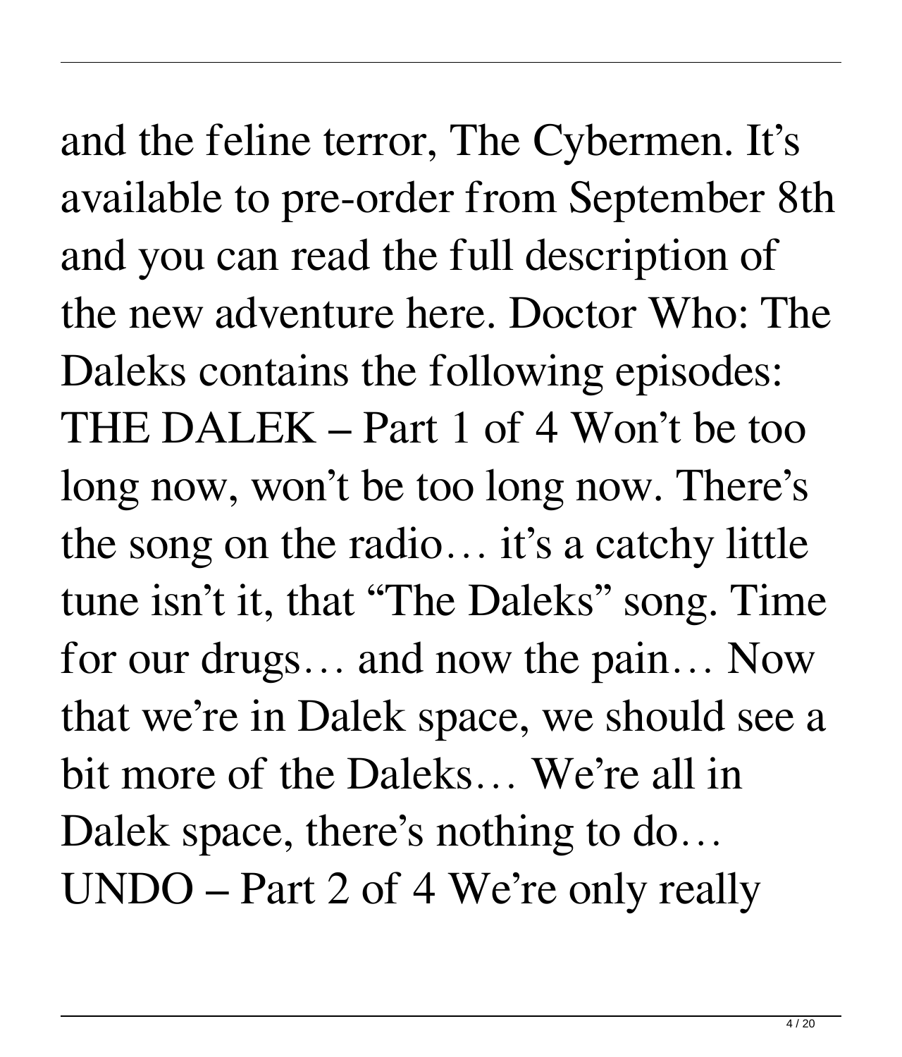and the feline terror, The Cybermen. It’s available to pre-order from September 8th and you can read the full description of the new adventure here. Doctor Who: The Daleks contains the following episodes: THE DALEK – Part 1 of 4 Won’t be too long now, won’t be too long now. There’s the song on the radio… it’s a catchy little tune isn’t it, that “The Daleks” song. Time for our drugs… and now the pain… Now that we’re in Dalek space, we should see a bit more of the Daleks… We’re all in Dalek space, there’s nothing to do… UNDO – Part 2 of 4 We’re only really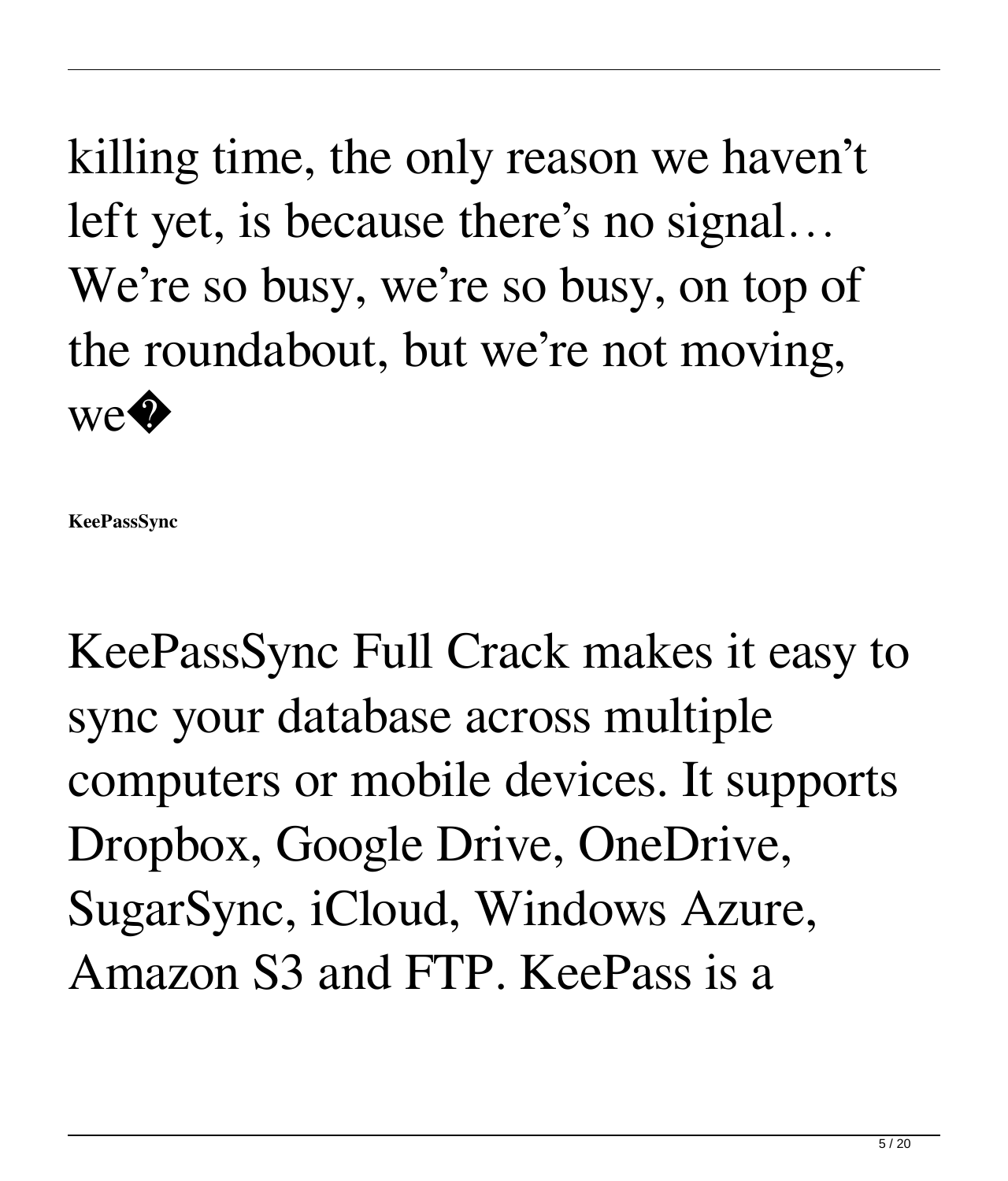killing time, the only reason we haven't left yet, is because there's no signal… We're so busy, we're so busy, on top of the roundabout, but we're not moving, we�

**KeePassSync**

KeePassSync Full Crack makes it easy to sync your database across multiple computers or mobile devices. It supports Dropbox, Google Drive, OneDrive, SugarSync, iCloud, Windows Azure, Amazon S3 and FTP. KeePass is a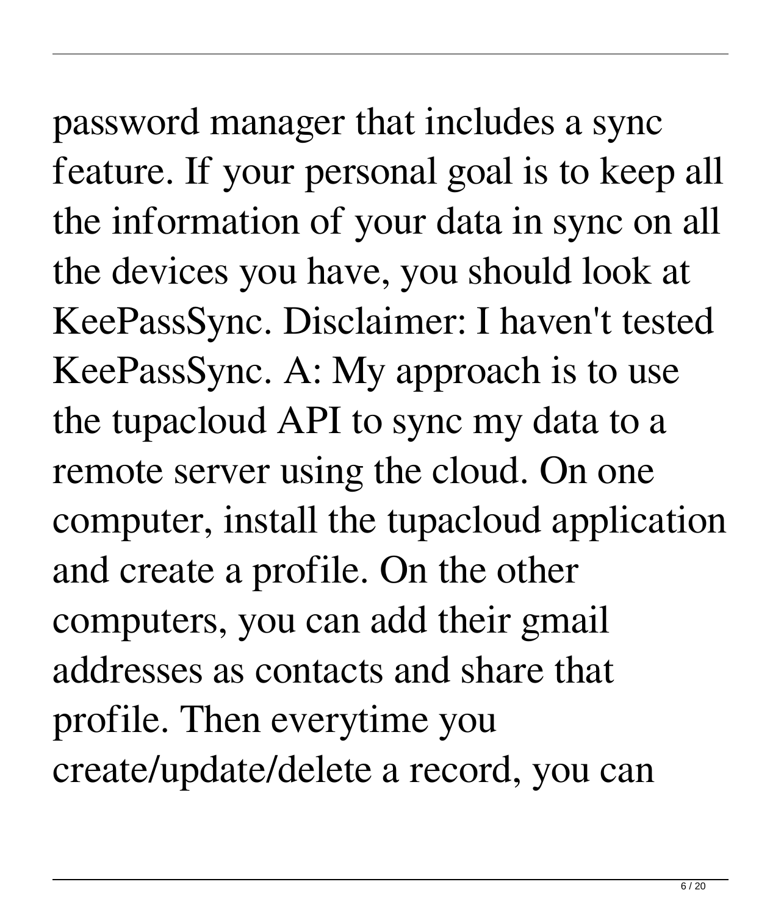password manager that includes a sync feature. If your personal goal is to keep all the information of your data in sync on all the devices you have, you should look at KeePassSync. Disclaimer: I haven't tested KeePassSync. A: My approach is to use the tupacloud API to sync my data to a remote server using the cloud. On one computer, install the tupacloud application and create a profile. On the other computers, you can add their gmail addresses as contacts and share that profile. Then everytime you create/update/delete a record, you can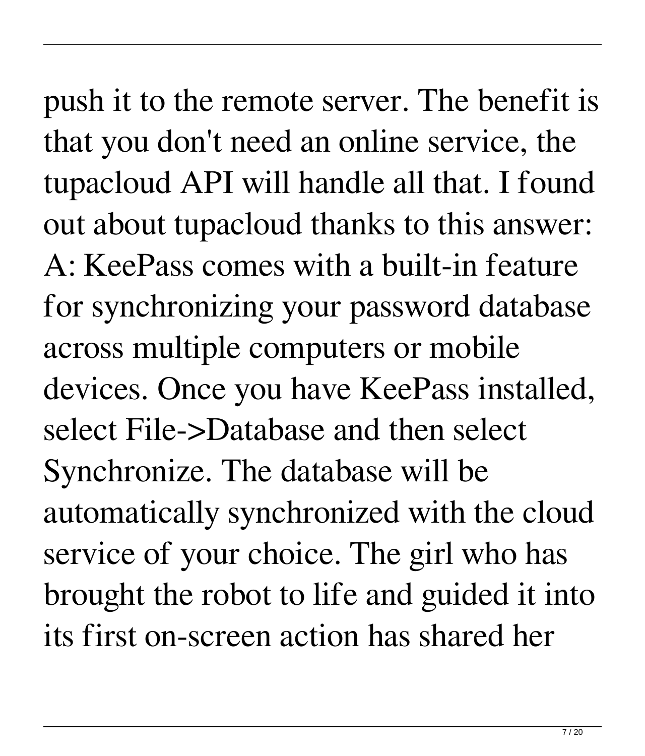push it to the remote server. The benefit is that you don't need an online service, the tupacloud API will handle all that. I found out about tupacloud thanks to this answer: A: KeePass comes with a built-in feature for synchronizing your password database across multiple computers or mobile devices. Once you have KeePass installed, select File->Database and then select Synchronize. The database will be automatically synchronized with the cloud service of your choice. The girl who has brought the robot to life and guided it into its first on-screen action has shared her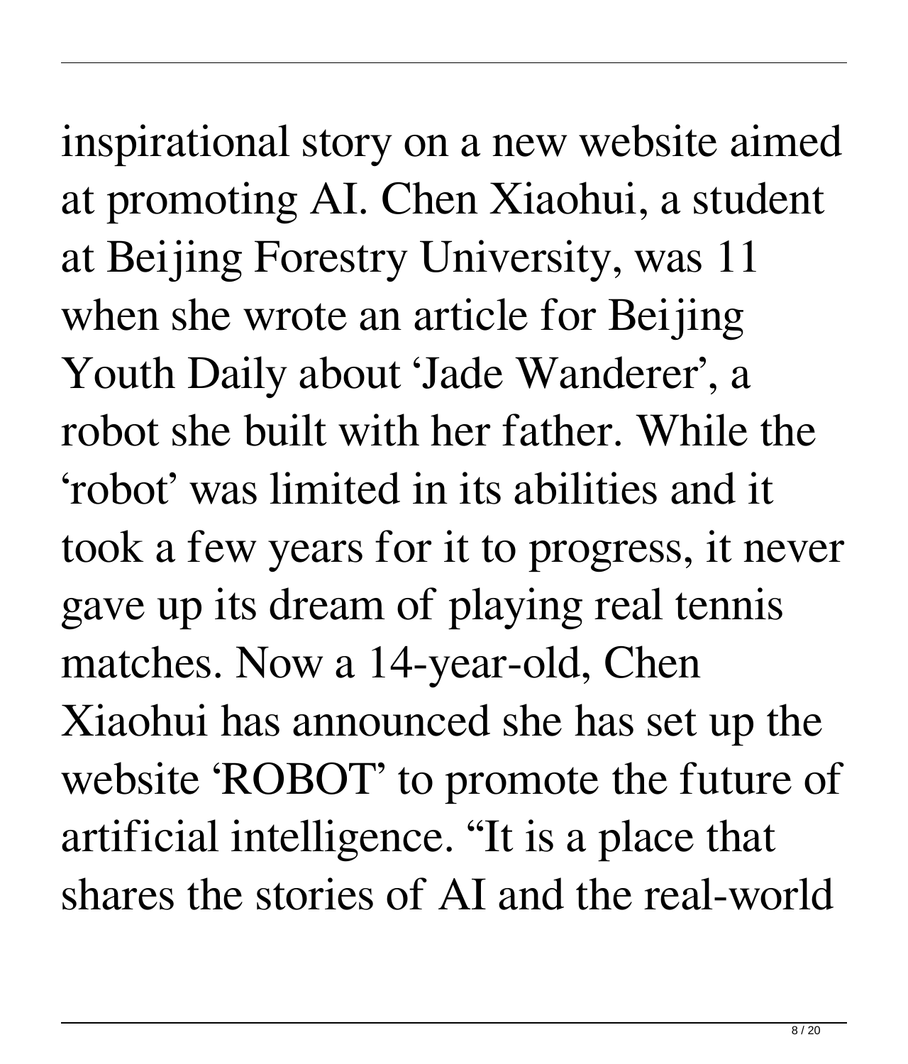inspirational story on a new website aimed at promoting AI. Chen Xiaohui, a student at Beijing Forestry University, was 11 when she wrote an article for Beijing Youth Daily about 'Jade Wanderer', a robot she built with her father. While the 'robot' was limited in its abilities and it took a few years for it to progress, it never gave up its dream of playing real tennis matches. Now a 14-year-old, Chen Xiaohui has announced she has set up the website 'ROBOT' to promote the future of artificial intelligence. "It is a place that shares the stories of AI and the real-world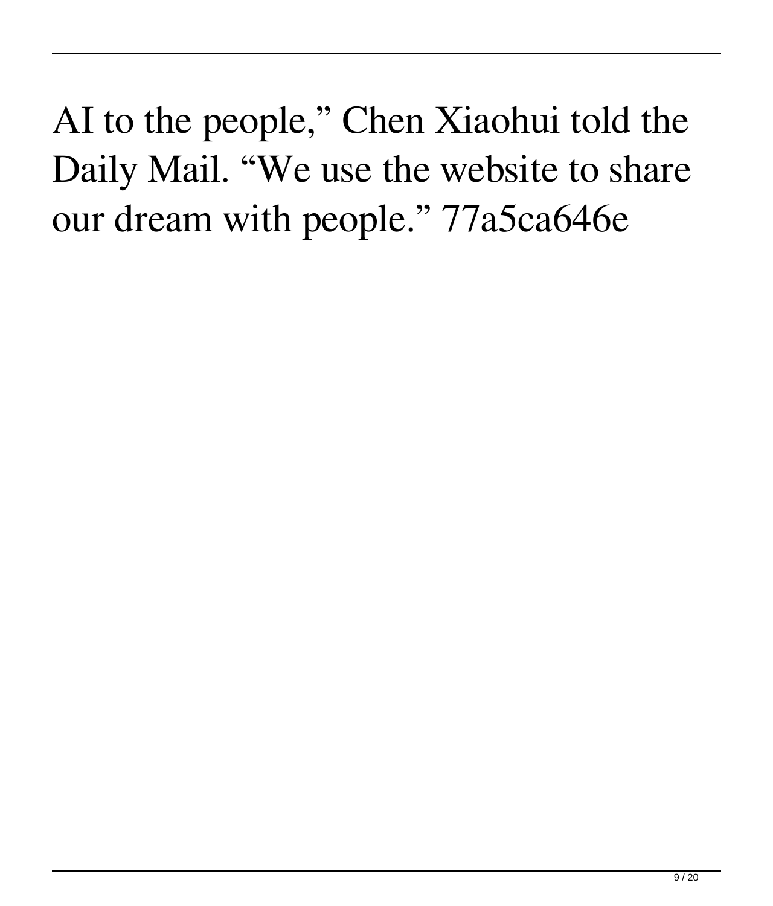AI to the people," Chen Xiaohui told the Daily Mail. "We use the website to share our dream with people." 77a5ca646e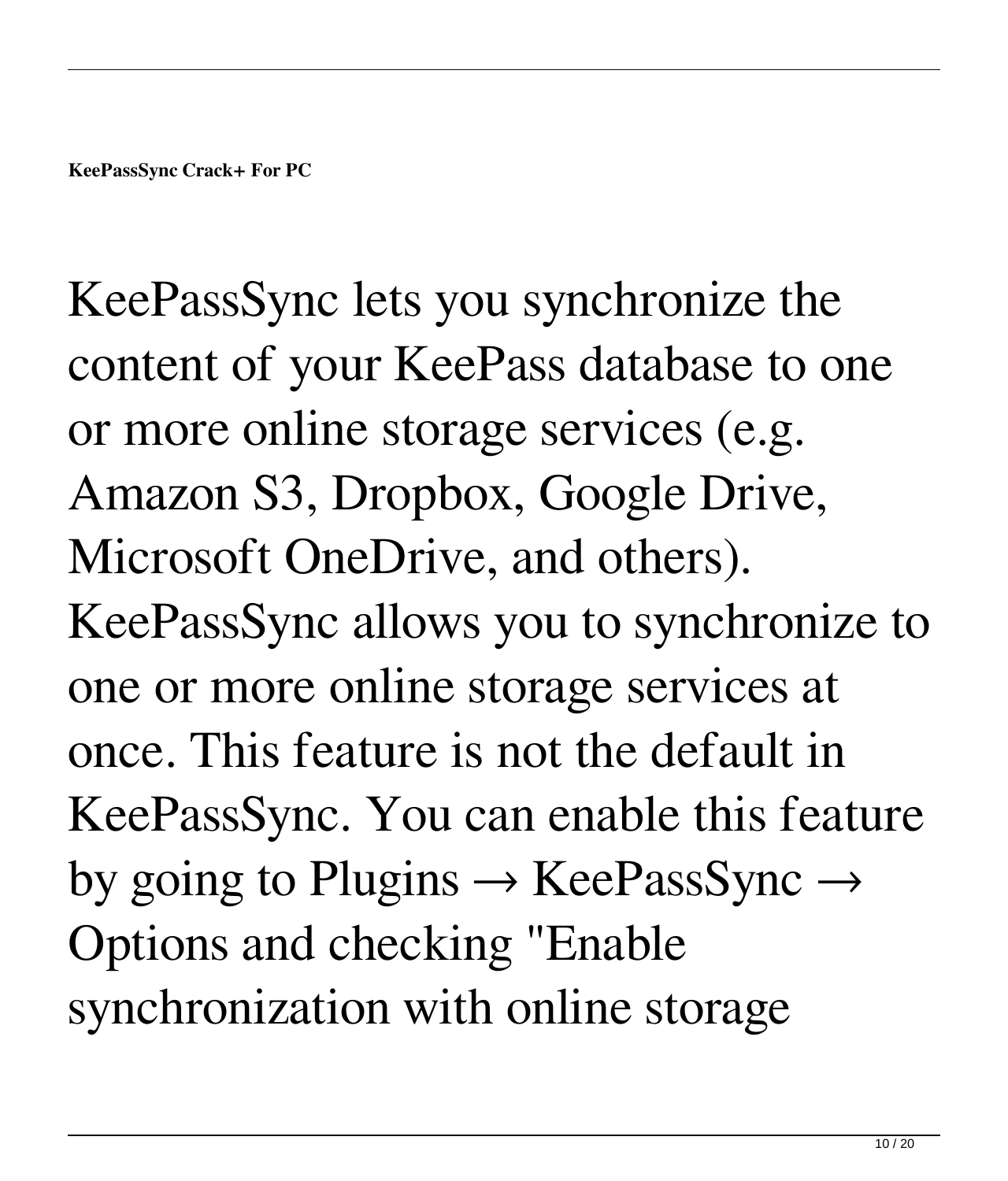**KeePassSync Crack+ For PC**

KeePassSync lets you synchronize the content of your KeePass database to one or more online storage services (e.g. Amazon S3, Dropbox, Google Drive, Microsoft OneDrive, and others). KeePassSync allows you to synchronize to one or more online storage services at once. This feature is not the default in KeePassSync. You can enable this feature by going to Plugins → KeePassSync → Options and checking "Enable synchronization with online storage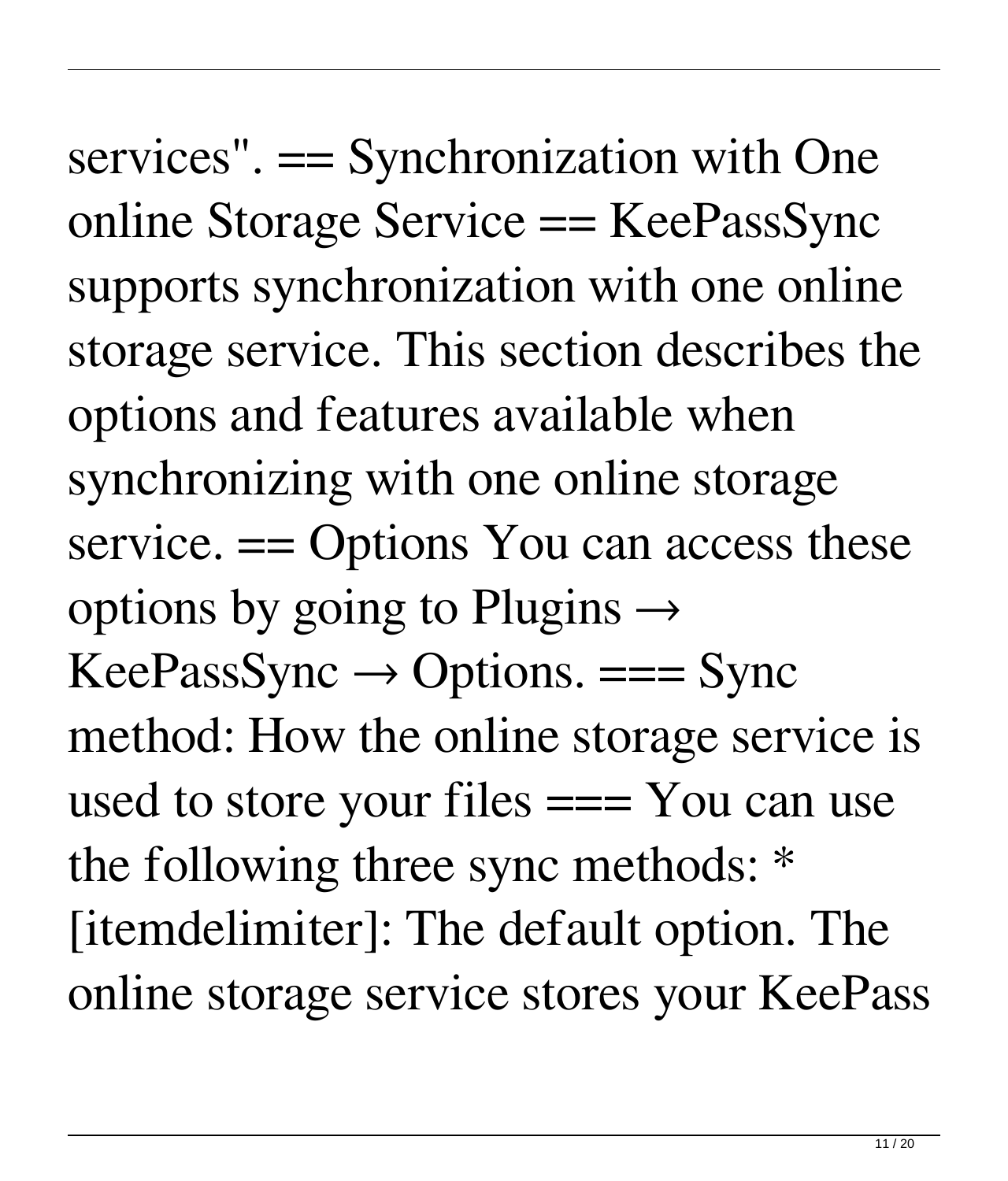services". == Synchronization with One online Storage Service == KeePassSync supports synchronization with one online storage service. This section describes the options and features available when synchronizing with one online storage service. == Options You can access these options by going to Plugins → KeePassSync → Options. === Sync method: How the online storage service is used to store your files === You can use the following three sync methods: * [itemdelimiter]: The default option. The online storage service stores your KeePass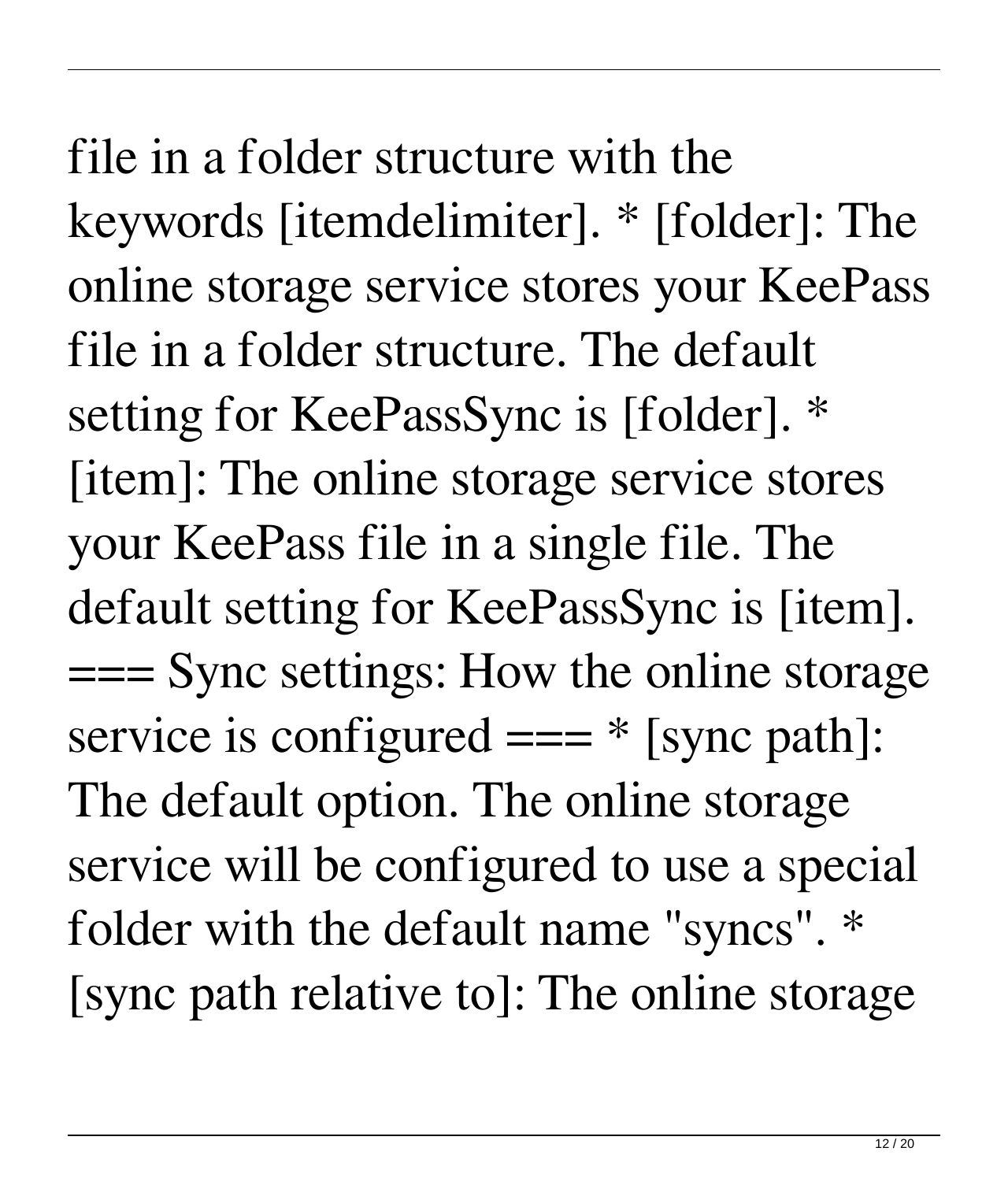file in a folder structure with the keywords [itemdelimiter]. * [folder]: The online storage service stores your KeePass file in a folder structure. The default setting for KeePassSync is [folder]. * [item]: The online storage service stores your KeePass file in a single file. The default setting for KeePassSync is [item]. === Sync settings: How the online storage service is configured === * [sync path]: The default option. The online storage service will be configured to use a special folder with the default name "syncs". * [sync path relative to]: The online storage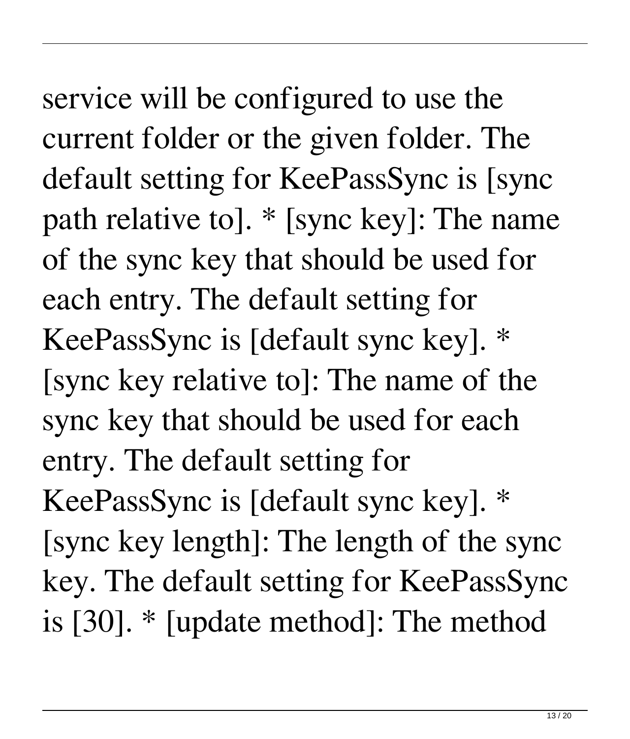service will be configured to use the current folder or the given folder. The default setting for KeePassSync is [sync path relative to]. * [sync key]: The name of the sync key that should be used for each entry. The default setting for KeePassSync is [default sync key]. * [sync key relative to]: The name of the sync key that should be used for each entry. The default setting for KeePassSync is [default sync key]. * [sync key length]: The length of the sync key. The default setting for KeePassSync is [30]. * [update method]: The method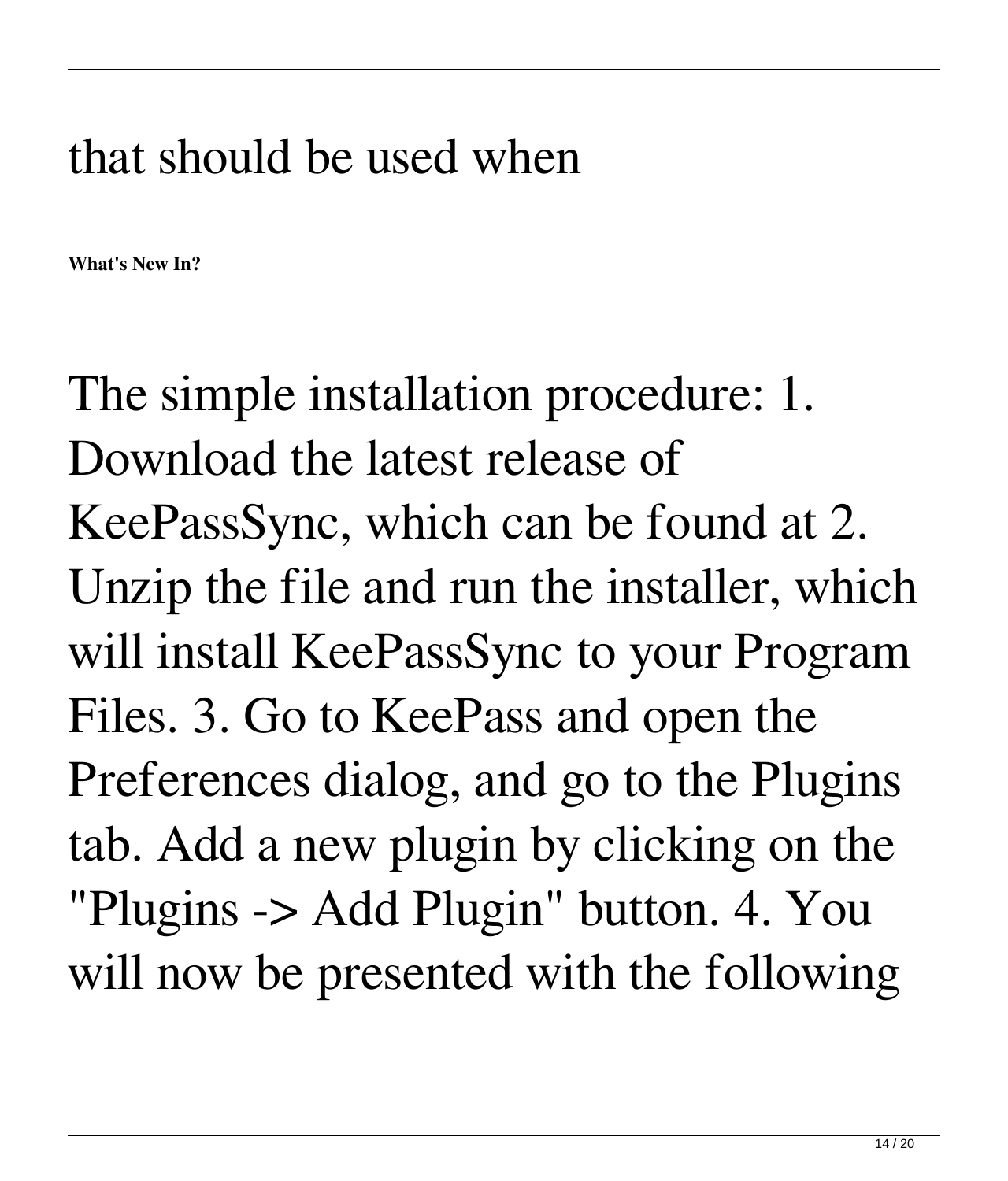that should be used when

**What's New In?**

The simple installation procedure: 1. Download the latest release of KeePassSync, which can be found at 2. Unzip the file and run the installer, which will install KeePassSync to your Program Files. 3. Go to KeePass and open the Preferences dialog, and go to the Plugins tab. Add a new plugin by clicking on the "Plugins -> Add Plugin" button. 4. You will now be presented with the following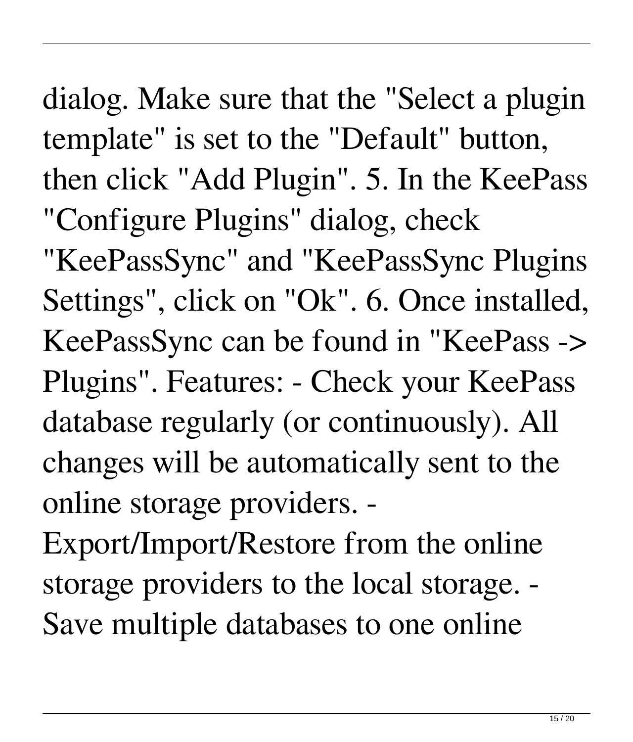dialog. Make sure that the "Select a plugin template" is set to the "Default" button, then click "Add Plugin". 5. In the KeePass "Configure Plugins" dialog, check "KeePassSync" and "KeePassSync Plugins Settings", click on "Ok". 6. Once installed, KeePassSync can be found in "KeePass -> Plugins". Features: - Check your KeePass database regularly (or continuously). All changes will be automatically sent to the online storage providers. - Export/Import/Restore from the online storage providers to the local storage. - Save multiple databases to one online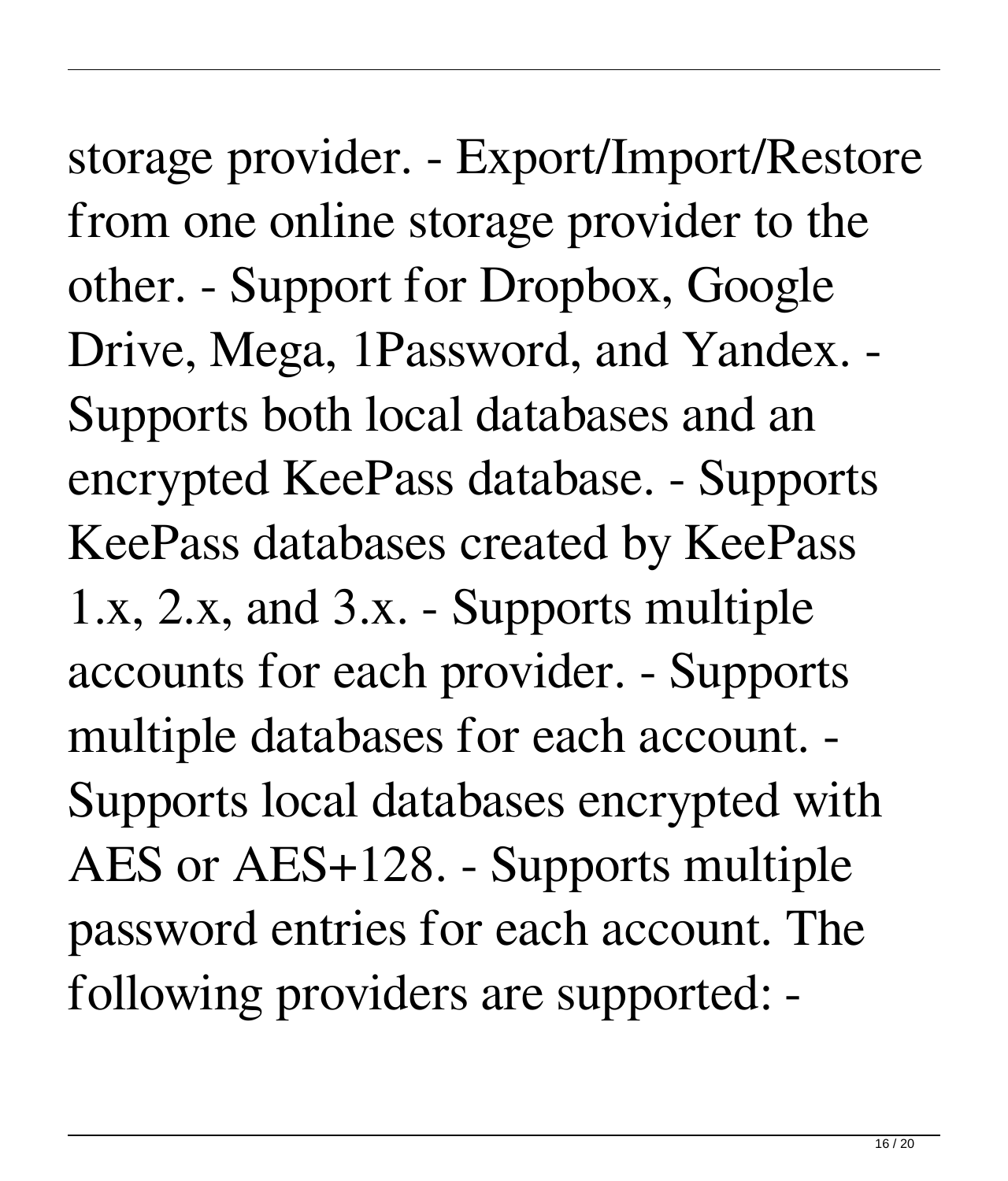storage provider. - Export/Import/Restore from one online storage provider to the other. - Support for Dropbox, Google Drive, Mega, 1Password, and Yandex. - Supports both local databases and an encrypted KeePass database. - Supports KeePass databases created by KeePass 1.x, 2.x, and 3.x. - Supports multiple accounts for each provider. - Supports multiple databases for each account. - Supports local databases encrypted with AES or AES+128. - Supports multiple password entries for each account. The following providers are supported: -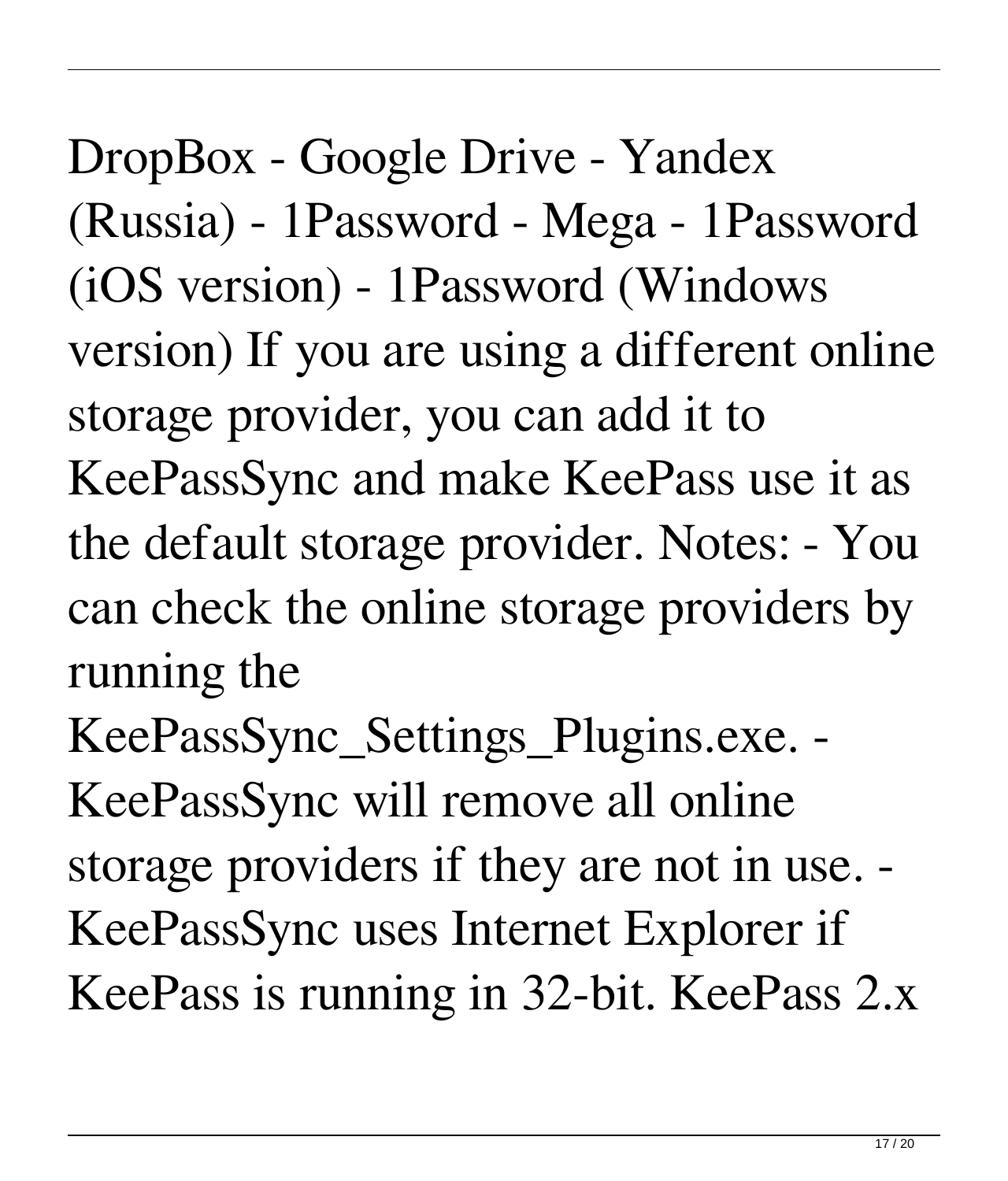DropBox - Google Drive - Yandex (Russia) - 1Password - Mega - 1Password (iOS version) - 1Password (Windows version) If you are using a different online storage provider, you can add it to KeePassSync and make KeePass use it as the default storage provider. Notes: - You can check the online storage providers by running the KeePassSync_Settings_Plugins.exe. - KeePassSync will remove all online storage providers if they are not in use. - KeePassSync uses Internet Explorer if KeePass is running in 32-bit. KeePass 2.x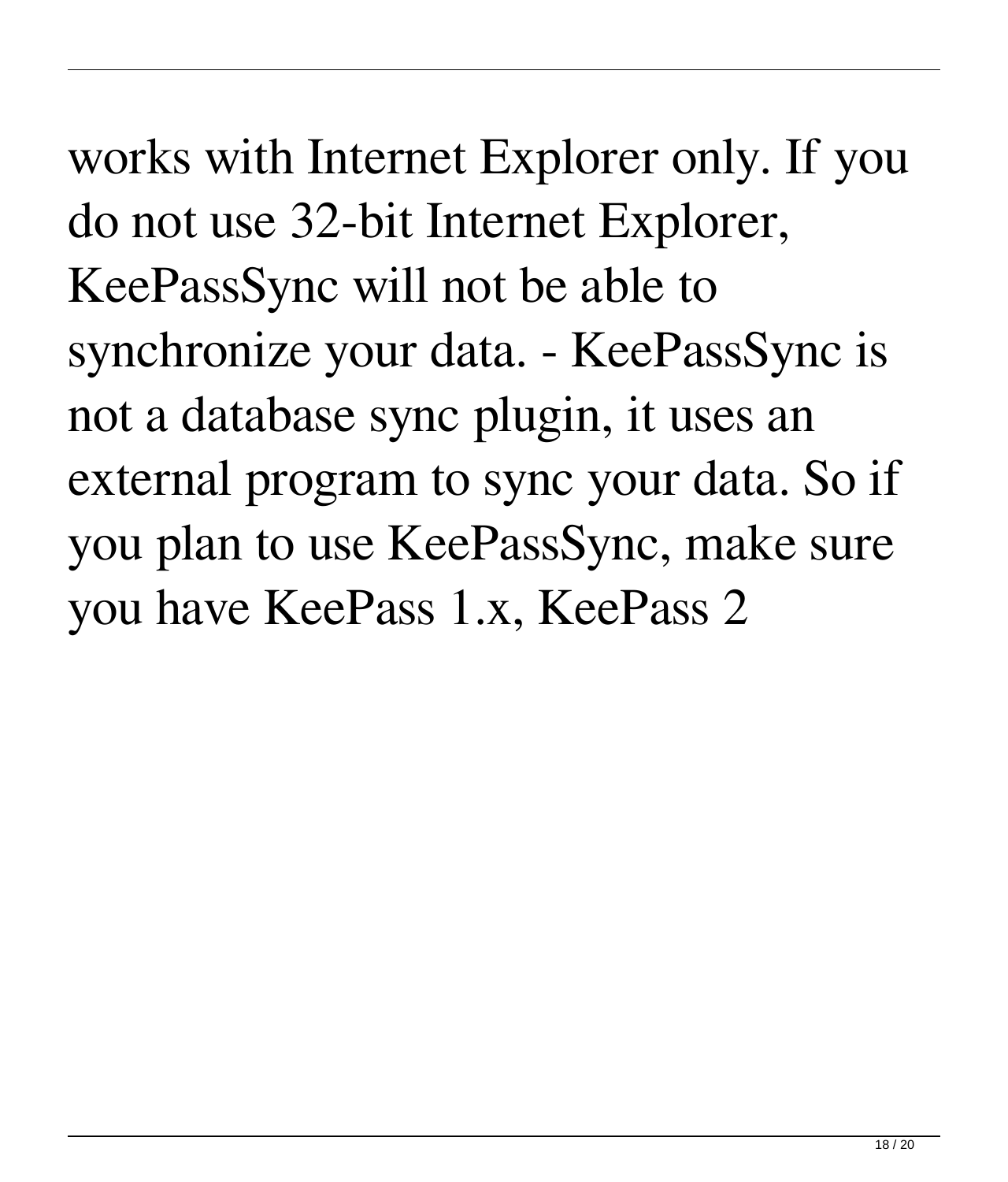works with Internet Explorer only. If you do not use 32-bit Internet Explorer, KeePassSync will not be able to synchronize your data. - KeePassSync is not a database sync plugin, it uses an external program to sync your data. So if you plan to use KeePassSync, make sure you have KeePass 1.x, KeePass 2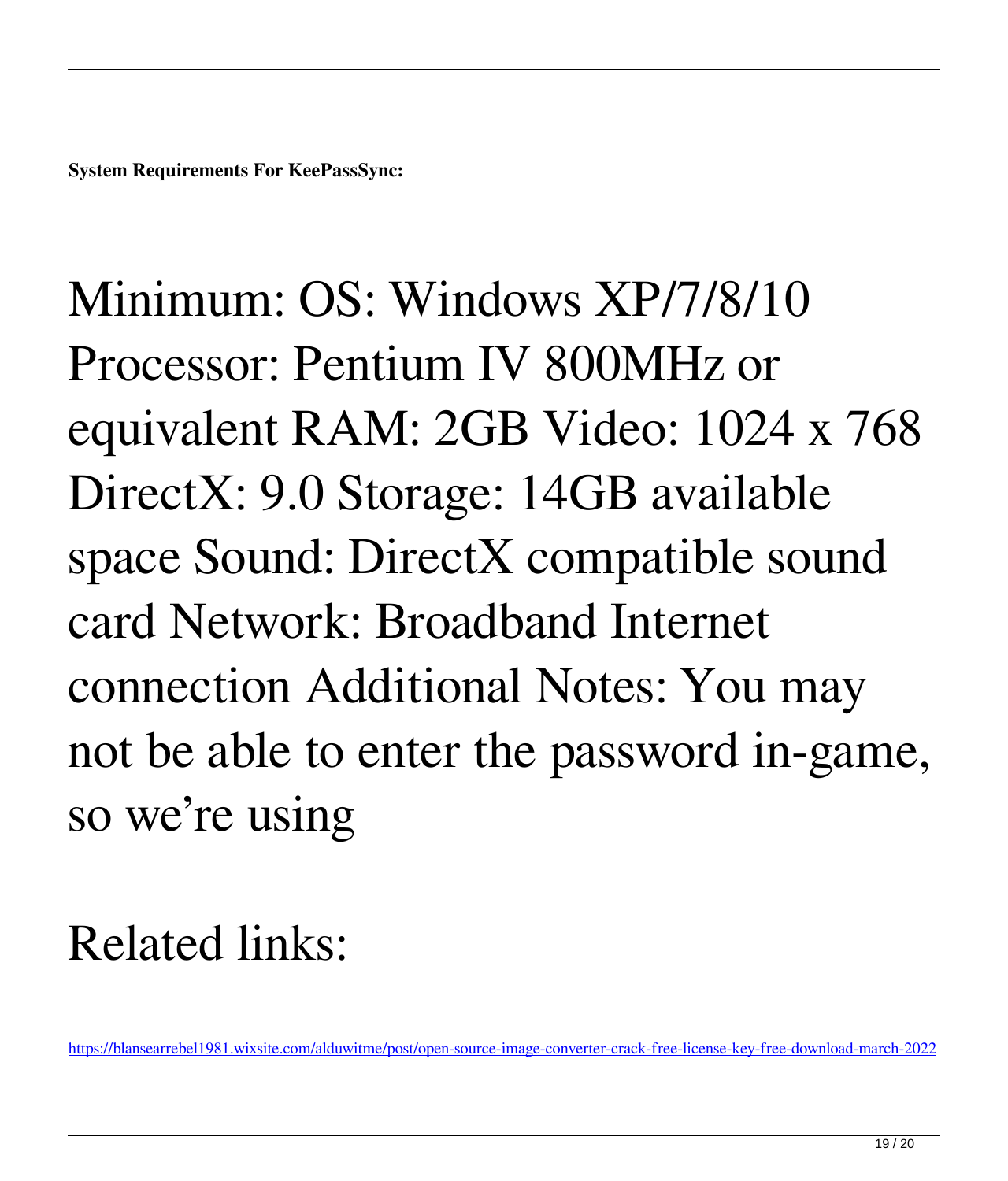**System Requirements For KeePassSync:**

Minimum: OS: Windows XP/7/8/10 Processor: Pentium IV 800MHz or equivalent RAM: 2GB Video: 1024 x 768 DirectX: 9.0 Storage: 14GB available space Sound: DirectX compatible sound card Network: Broadband Internet connection Additional Notes: You may not be able to enter the password in-game, so we're using

Related links:

https://blansearrebel1981.wixsite.com/alduwitme/post/open-source-image-converter-crack-free-license-key-free-download-march-2022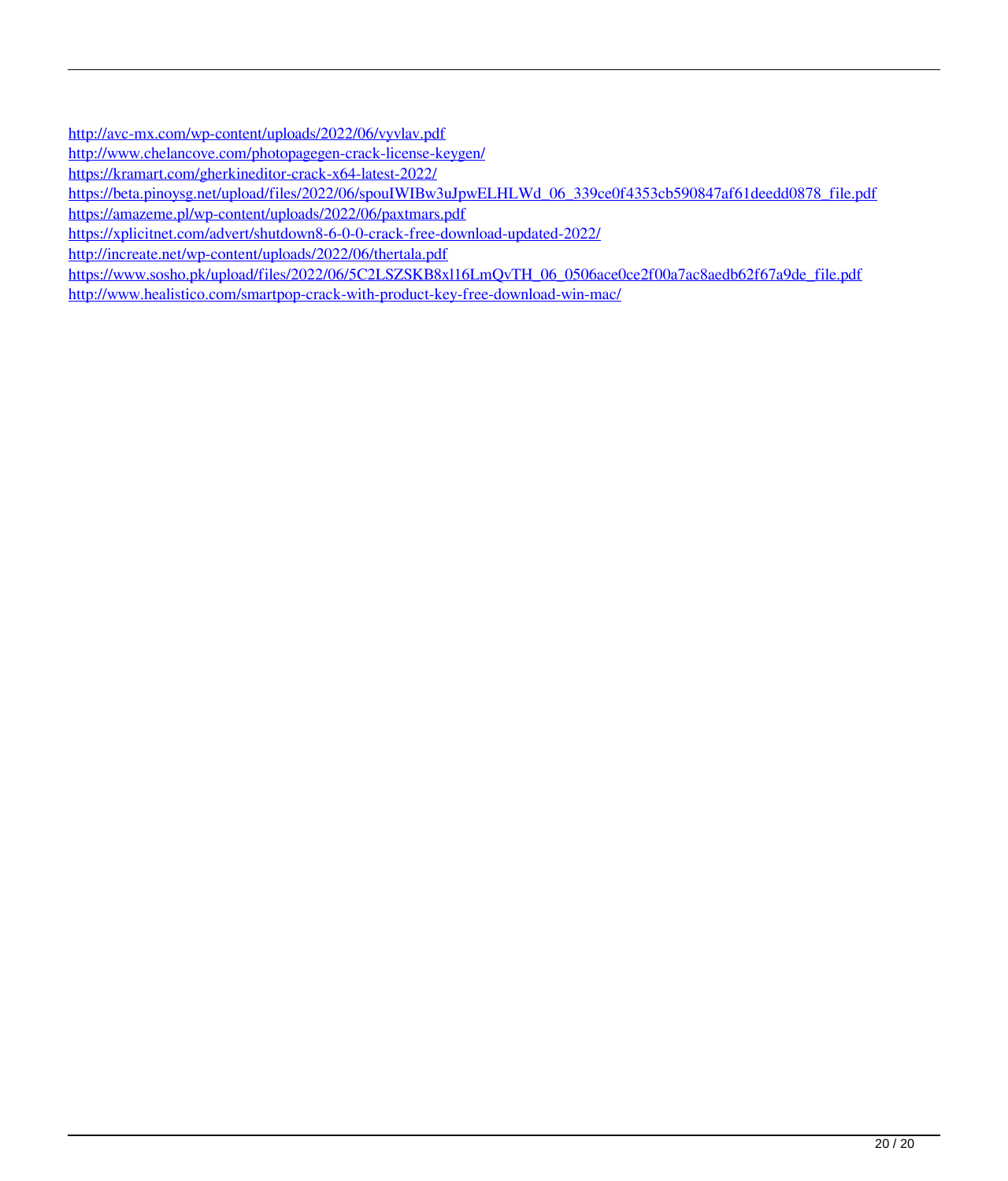http://avc-mx.com/wp-content/uploads/2022/06/vyvlav.pdf
http://www.chelancove.com/photopagegen-crack-license-keygen/
https://kramart.com/gherkineditor-crack-x64-latest-2022/
https://beta.pinoysg.net/upload/files/2022/06/spouIWIBw3uJpwELHLWd_06_339ce0f4353cb590847af61deedd0878_file.pdf
https://amazeme.pl/wp-content/uploads/2022/06/paxtmars.pdf
https://xplicitnet.com/advert/shutdown8-6-0-0-crack-free-download-updated-2022/
http://increate.net/wp-content/uploads/2022/06/thertala.pdf
https://www.sosho.pk/upload/files/2022/06/5C2LSZSKB8xl16LmQvTH_06_0506ace0ce2f00a7ac8aedb62f67a9de_file.pdf
http://www.healistico.com/smartpop-crack-with-product-key-free-download-win-mac/